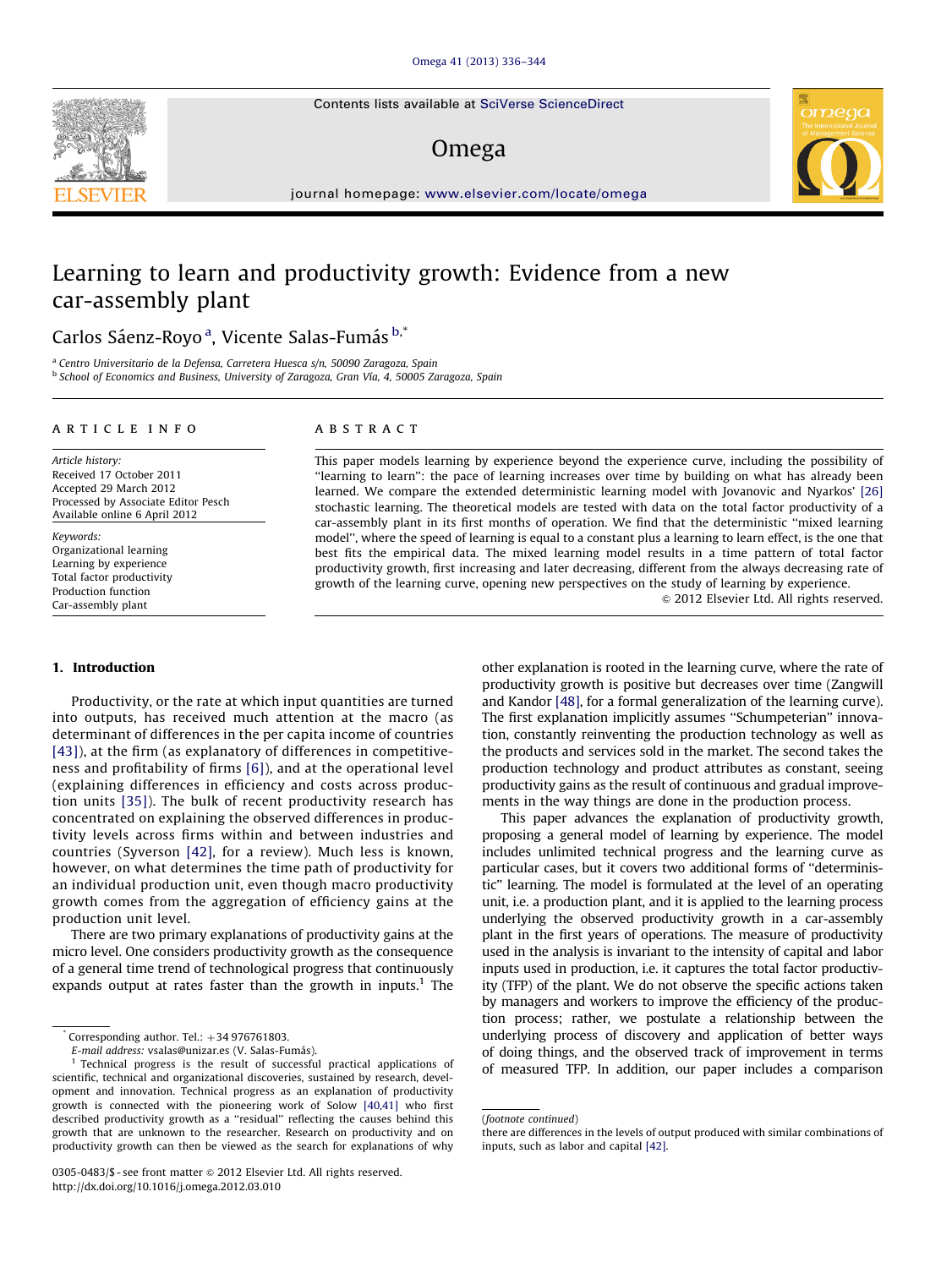# Learning to learn and productivity growth: Evidence from a new car-assembly plant

Carlos Sáenz-Royo [a], Vicente Salas-Fumás [b,*]

[a] Centro Universitario de la Defensa, Carretera Huesca s/n, 50090 Zaragoza, Spain
[b] School of Economics and Business, University of Zaragoza, Gran Vía, 4, 50005 Zaragoza, Spain

## ARTICLE INFO

*Article history:*
Received 17 October 2011
Accepted 29 March 2012
Processed by Associate Editor Pesch
Available online 6 April 2012

*Keywords:*
Organizational learning
Learning by experience
Total factor productivity
Production function
Car-assembly plant

## ABSTRACT

This paper models learning by experience beyond the experience curve, including the possibility of ''learning to learn'': the pace of learning increases over time by building on what has already been learned. We compare the extended deterministic learning model with Jovanovic and Nyarkos' [26] stochastic learning. The theoretical models are tested with data on the total factor productivity of a car-assembly plant in its first months of operation. We find that the deterministic ''mixed learning model'', where the speed of learning is equal to a constant plus a learning to learn effect, is the one that best fits the empirical data. The mixed learning model results in a time pattern of total factor productivity growth, first increasing and later decreasing, different from the always decreasing rate of growth of the learning curve, opening new perspectives on the study of learning by experience.

© 2012 Elsevier Ltd. All rights reserved.

## 1. Introduction

Productivity, or the rate at which input quantities are turned into outputs, has received much attention at the macro (as determinant of differences in the per capita income of countries [43]), at the firm (as explanatory of differences in competitiveness and profitability of firms [6]), and at the operational level (explaining differences in efficiency and costs across production units [35]). The bulk of recent productivity research has concentrated on explaining the observed differences in productivity levels across firms within and between industries and countries (Syverson [42], for a review). Much less is known, however, on what determines the time path of productivity for an individual production unit, even though macro productivity growth comes from the aggregation of efficiency gains at the production unit level.

There are two primary explanations of productivity gains at the micro level. One considers productivity growth as the consequence of a general time trend of technological progress that continuously expands output at rates faster than the growth in inputs.[1] The other explanation is rooted in the learning curve, where the rate of productivity growth is positive but decreases over time (Zangwill and Kandor [48], for a formal generalization of the learning curve). The first explanation implicitly assumes ''Schumpeterian'' innovation, constantly reinventing the production technology as well as the products and services sold in the market. The second takes the production technology and product attributes as constant, seeing productivity gains as the result of continuous and gradual improvements in the way things are done in the production process.

This paper advances the explanation of productivity growth, proposing a general model of learning by experience. The model includes unlimited technical progress and the learning curve as particular cases, but it covers two additional forms of ''deterministic'' learning. The model is formulated at the level of an operating unit, i.e. a production plant, and it is applied to the learning process underlying the observed productivity growth in a car-assembly plant in the first years of operations. The measure of productivity used in the analysis is invariant to the intensity of capital and labor inputs used in production, i.e. it captures the total factor productivity (TFP) of the plant. We do not observe the specific actions taken by managers and workers to improve the efficiency of the production process; rather, we postulate a relationship between the underlying process of discovery and application of better ways of doing things, and the observed track of improvement in terms of measured TFP. In addition, our paper includes a comparison

---

* Corresponding author. Tel.: +34 976761803.
E-mail address: vsalas@unizar.es (V. Salas-Fumás).

[1] Technical progress is the result of successful practical applications of scientific, technical and organizational discoveries, sustained by research, development and innovation. Technical progress as an explanation of productivity growth is connected with the pioneering work of Solow [40,41] who first described productivity growth as a ''residual'' reflecting the causes behind this growth that are unknown to the researcher. Research on productivity and on productivity growth can then be viewed as the search for explanations of why there are differences in the levels of output produced with similar combinations of inputs, such as labor and capital [42].

0305-0483/$ - see front matter © 2012 Elsevier Ltd. All rights reserved.
http://dx.doi.org/10.1016/j.omega.2012.03.010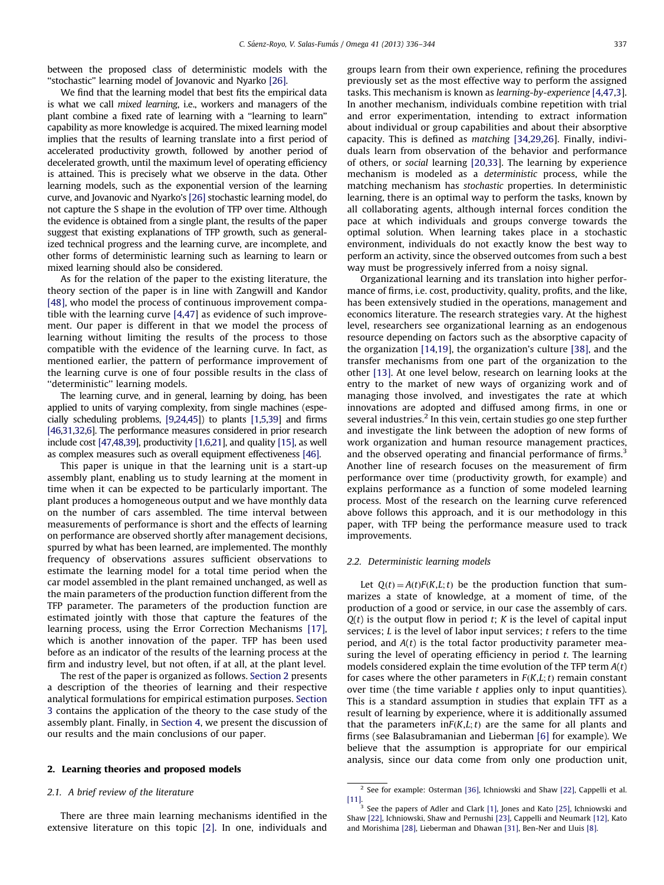between the proposed class of deterministic models with the "stochastic" learning model of Jovanovic and Nyarko [26].

We find that the learning model that best fits the empirical data is what we call *mixed learning*, i.e., workers and managers of the plant combine a fixed rate of learning with a "learning to learn" capability as more knowledge is acquired. The mixed learning model implies that the results of learning translate into a first period of accelerated productivity growth, followed by another period of decelerated growth, until the maximum level of operating efficiency is attained. This is precisely what we observe in the data. Other learning models, such as the exponential version of the learning curve, and Jovanovic and Nyarko's [26] stochastic learning model, do not capture the S shape in the evolution of TFP over time. Although the evidence is obtained from a single plant, the results of the paper suggest that existing explanations of TFP growth, such as generalized technical progress and the learning curve, are incomplete, and other forms of deterministic learning such as learning to learn or mixed learning should also be considered.

As for the relation of the paper to the existing literature, the theory section of the paper is in line with Zangwill and Kandor [48], who model the process of continuous improvement compatible with the learning curve [4,47] as evidence of such improvement. Our paper is different in that we model the process of learning without limiting the results of the process to those compatible with the evidence of the learning curve. In fact, as mentioned earlier, the pattern of performance improvement of the learning curve is one of four possible results in the class of "deterministic" learning models.

The learning curve, and in general, learning by doing, has been applied to units of varying complexity, from single machines (especially scheduling problems, [9,24,45]) to plants [1,5,39] and firms [46,31,32,6]. The performance measures considered in prior research include cost [47,48,39], productivity [1,6,21], and quality [15], as well as complex measures such as overall equipment effectiveness [46].

This paper is unique in that the learning unit is a start-up assembly plant, enabling us to study learning at the moment in time when it can be expected to be particularly important. The plant produces a homogeneous output and we have monthly data on the number of cars assembled. The time interval between measurements of performance is short and the effects of learning on performance are observed shortly after management decisions, spurred by what has been learned, are implemented. The monthly frequency of observations assures sufficient observations to estimate the learning model for a total time period when the car model assembled in the plant remained unchanged, as well as the main parameters of the production function different from the TFP parameter. The parameters of the production function are estimated jointly with those that capture the features of the learning process, using the Error Correction Mechanisms [17], which is another innovation of the paper. TFP has been used before as an indicator of the results of the learning process at the firm and industry level, but not often, if at all, at the plant level.

The rest of the paper is organized as follows. Section 2 presents a description of the theories of learning and their respective analytical formulations for empirical estimation purposes. Section 3 contains the application of the theory to the case study of the assembly plant. Finally, in Section 4, we present the discussion of our results and the main conclusions of our paper.

## 2. Learning theories and proposed models

### 2.1. A brief review of the literature

There are three main learning mechanisms identified in the extensive literature on this topic [2]. In one, individuals and groups learn from their own experience, refining the procedures previously set as the most effective way to perform the assigned tasks. This mechanism is known as *learning-by-experience* [4,47,3]. In another mechanism, individuals combine repetition with trial and error experimentation, intending to extract information about individual or group capabilities and about their absorptive capacity. This is defined as *matching* [34,29,26]. Finally, individuals learn from observation of the behavior and performance of others, or *social* learning [20,33]. The learning by experience mechanism is modeled as a *deterministic* process, while the matching mechanism has *stochastic* properties. In deterministic learning, there is an optimal way to perform the tasks, known by all collaborating agents, although internal forces condition the pace at which individuals and groups converge towards the optimal solution. When learning takes place in a stochastic environment, individuals do not exactly know the best way to perform an activity, since the observed outcomes from such a best way must be progressively inferred from a noisy signal.

Organizational learning and its translation into higher performance of firms, i.e. cost, productivity, quality, profits, and the like, has been extensively studied in the operations, management and economics literature. The research strategies vary. At the highest level, researchers see organizational learning as an endogenous resource depending on factors such as the absorptive capacity of the organization [14,19], the organization's culture [38], and the transfer mechanisms from one part of the organization to the other [13]. At one level below, research on learning looks at the entry to the market of new ways of organizing work and of managing those involved, and investigates the rate at which innovations are adopted and diffused among firms, in one or several industries.[2] In this vein, certain studies go one step further and investigate the link between the adoption of new forms of work organization and human resource management practices, and the observed operating and financial performance of firms.[3] Another line of research focuses on the measurement of firm performance over time (productivity growth, for example) and explains performance as a function of some modeled learning process. Most of the research on the learning curve referenced above follows this approach, and it is our methodology in this paper, with TFP being the performance measure used to track improvements.

### 2.2. Deterministic learning models

Let $Q(t) = A(t)F(K,L;t)$ be the production function that summarizes a state of knowledge, at a moment of time, of the production of a good or service, in our case the assembly of cars. $Q(t)$ is the output flow in period $t$; $K$ is the level of capital input services; $L$ is the level of labor input services; $t$ refers to the time period, and $A(t)$ is the total factor productivity parameter measuring the level of operating efficiency in period $t$. The learning models considered explain the time evolution of the TFP term $A(t)$ for cases where the other parameters in $F(K,L;t)$ remain constant over time (the time variable $t$ applies only to input quantities). This is a standard assumption in studies that explain TFT as a result of learning by experience, where it is additionally assumed that the parameters in$F(K,L;t)$ are the same for all plants and firms (see Balasubramanian and Lieberman [6] for example). We believe that the assumption is appropriate for our empirical analysis, since our data come from only one production unit,

[2] See for example: Osterman [36], Ichniowski and Shaw [22], Cappelli et al. [11].

[3] See the papers of Adler and Clark [1], Jones and Kato [25], Ichniowski and Shaw [22], Ichniowski, Shaw and Pernushi [23], Cappelli and Neumark [12], Kato and Morishima [28], Lieberman and Dhawan [31], Ben-Ner and Lluis [8].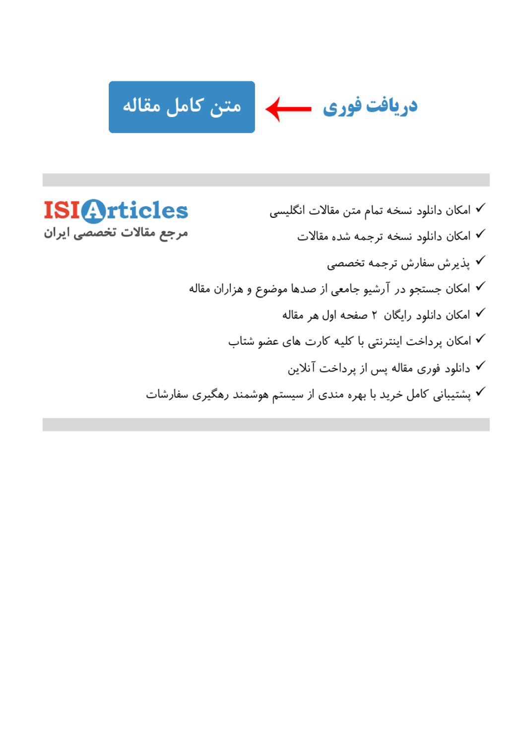دریافت فوری ← متن کامل مقاله

**ISIArticles**
مرجع مقالات تخصصی ایران

- ✓ امکان دانلود نسخه تمام متن مقالات انگلیسی
- ✓ امکان دانلود نسخه ترجمه شده مقالات
- ✓ پذیرش سفارش ترجمه تخصصی
- ✓ امکان جستجو در آرشیو جامعی از صدها موضوع و هزاران مقاله
- ✓ امکان دانلود رایگان ۲ صفحه اول هر مقاله
- ✓ امکان پرداخت اینترنتی با کلیه کارت های عضو شتاب
- ✓ دانلود فوری مقاله پس از پرداخت آنلاین
- ✓ پشتیبانی کامل خرید با بهره مندی از سیستم هوشمند رهگیری سفارشات